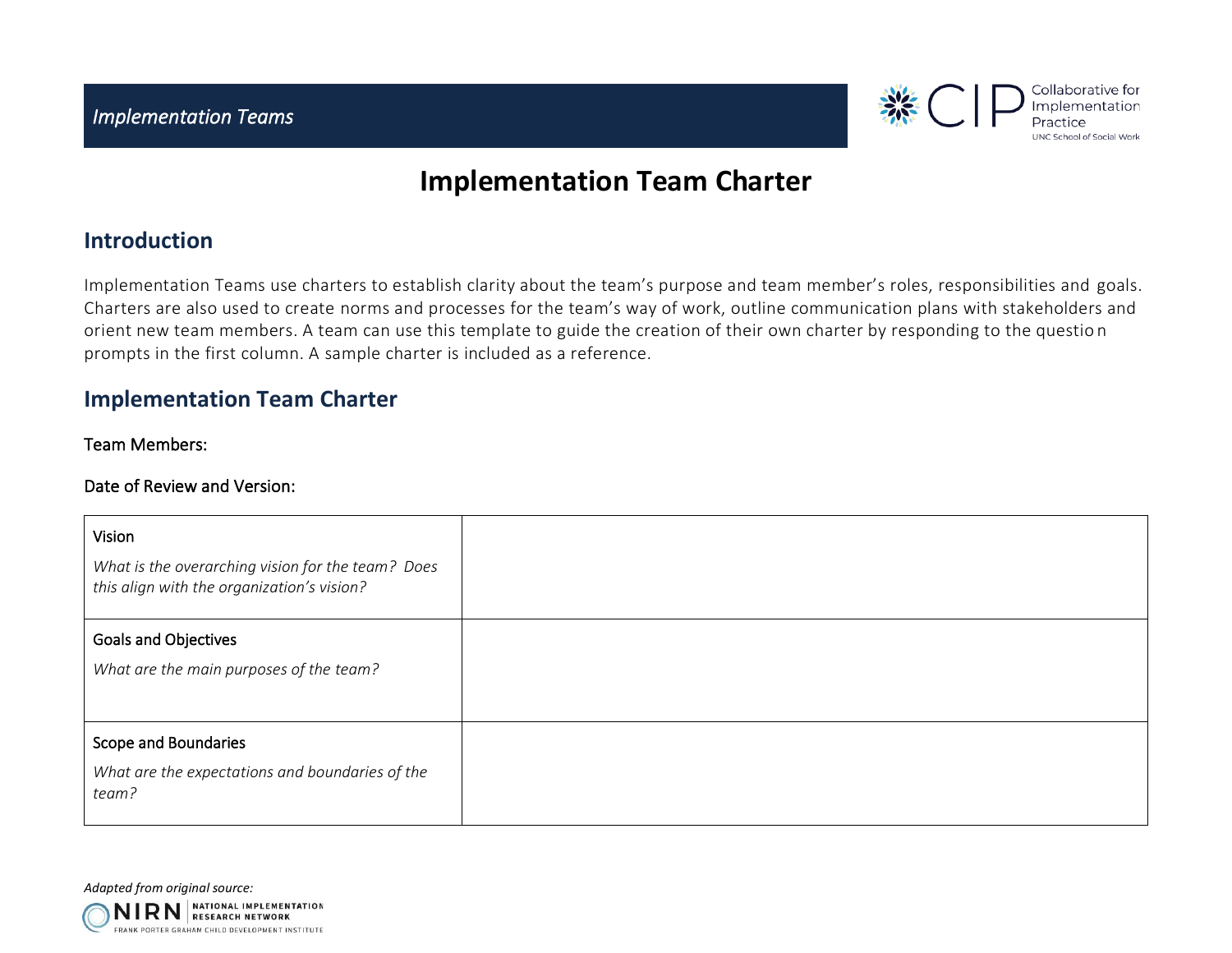*Implementation Teams*

# Implementation Team Charter

## Introduction

Implementation Teams use charters to establish clarity about the team's purpose and team member's roles, responsibilities and goals. Charters are also used to create norms and processes for the team's way of work, outline communication plans with stakeholders and orient new team members. A team can use this template to guide the creation of their own charter by responding to the question prompts in the first column. A sample charter is included as a reference.

## Implementation Team Charter

Team Members:

Date of Review and Version:

| | |
|---|---|
| Vision<br>*What is the overarching vision for the team? Does this align with the organization's vision?* | |
| Goals and Objectives<br>*What are the main purposes of the team?* | |
| Scope and Boundaries<br>*What are the expectations and boundaries of the team?* | |

*Adapted from original source:*

NIRN | NATIONAL IMPLEMENTATION RESEARCH NETWORK
FRANK PORTER GRAHAM CHILD DEVELOPMENT INSTITUTE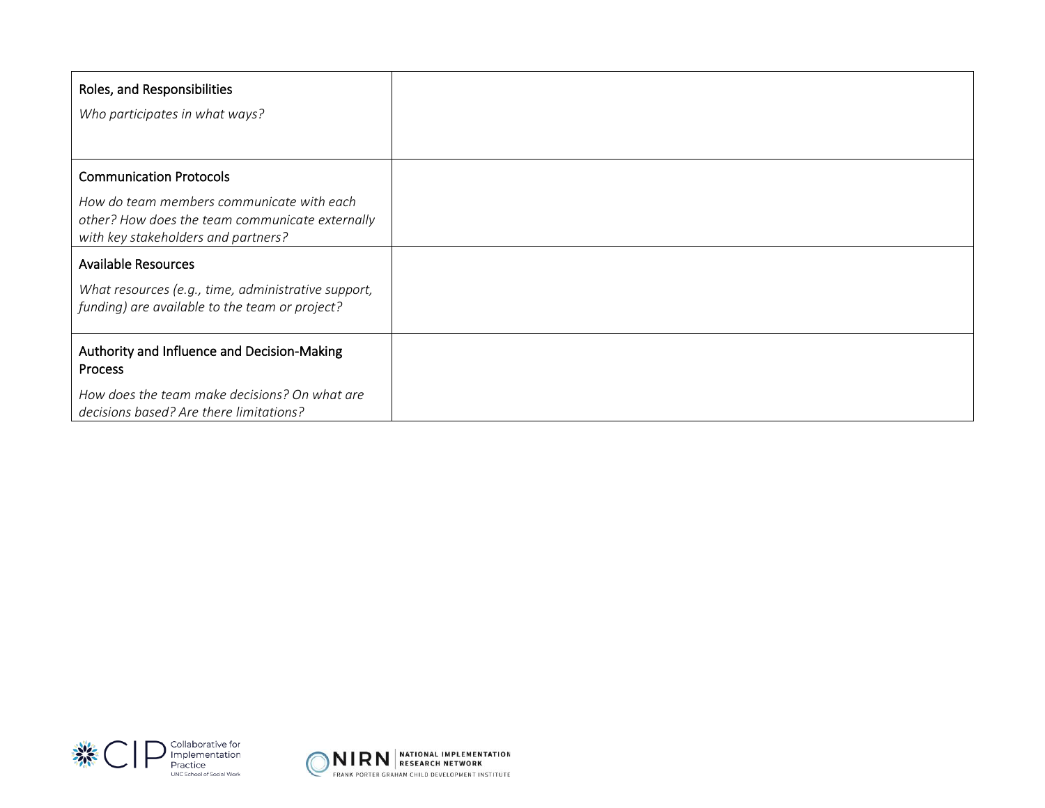| Roles, and Responsibilities<br><br>*Who participates in what ways?* | |
|---|---|
| Communication Protocols<br><br>*How do team members communicate with each other? How does the team communicate externally with key stakeholders and partners?* | |
| Available Resources<br><br>*What resources (e.g., time, administrative support, funding) are available to the team or project?* | |
| Authority and Influence and Decision-Making Process<br><br>*How does the team make decisions? On what are decisions based? Are there limitations?* | |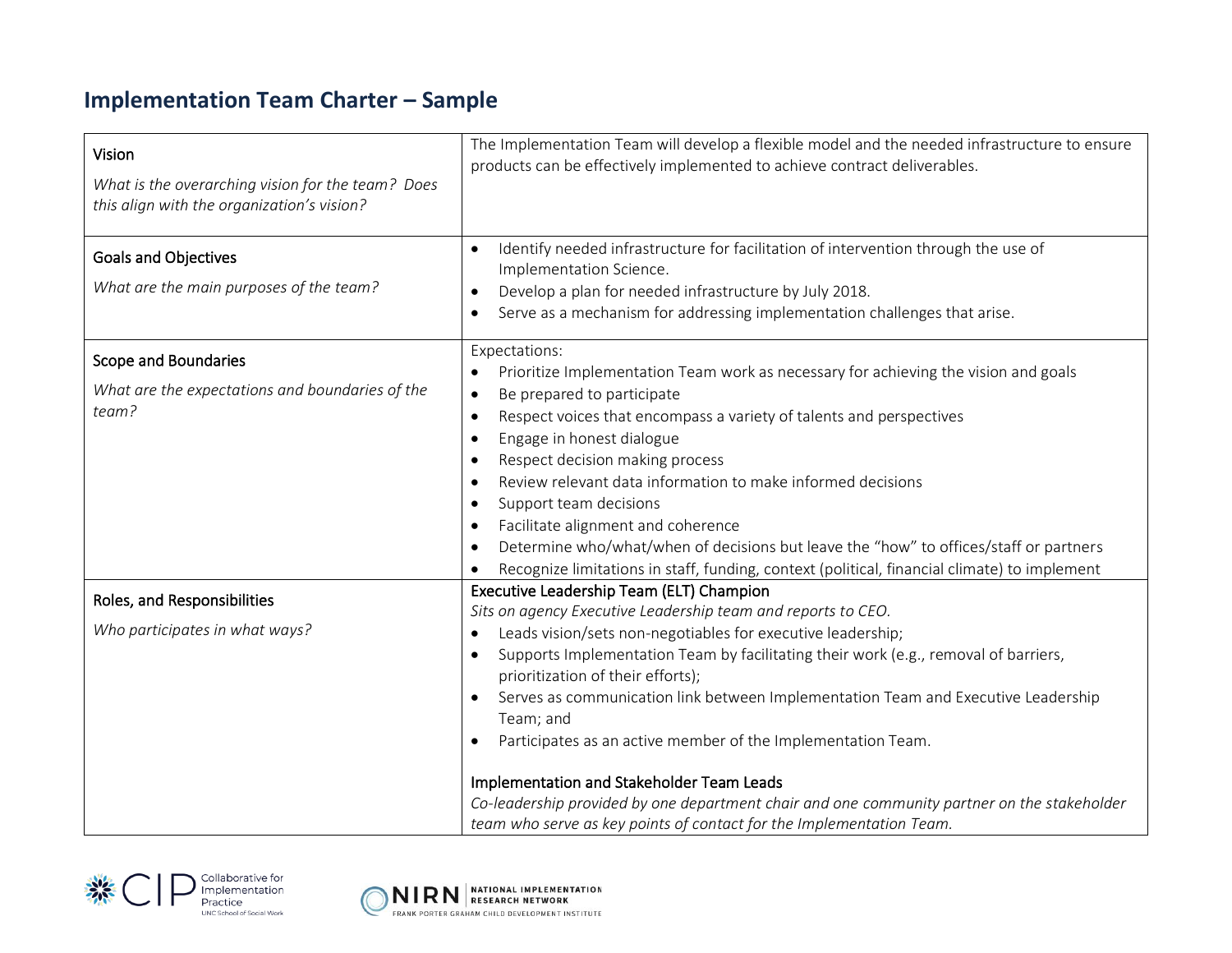# Implementation Team Charter – Sample

| | |
|---|---|
| Vision<br><br>*What is the overarching vision for the team? Does this align with the organization's vision?* | The Implementation Team will develop a flexible model and the needed infrastructure to ensure products can be effectively implemented to achieve contract deliverables. |
| Goals and Objectives<br><br>*What are the main purposes of the team?* | • Identify needed infrastructure for facilitation of intervention through the use of Implementation Science.<br>• Develop a plan for needed infrastructure by July 2018.<br>• Serve as a mechanism for addressing implementation challenges that arise. |
| Scope and Boundaries<br><br>*What are the expectations and boundaries of the team?* | Expectations:<br>• Prioritize Implementation Team work as necessary for achieving the vision and goals<br>• Be prepared to participate<br>• Respect voices that encompass a variety of talents and perspectives<br>• Engage in honest dialogue<br>• Respect decision making process<br>• Review relevant data information to make informed decisions<br>• Support team decisions<br>• Facilitate alignment and coherence<br>• Determine who/what/when of decisions but leave the "how" to offices/staff or partners<br>• Recognize limitations in staff, funding, context (political, financial climate) to implement |
| Roles, and Responsibilities<br><br>*Who participates in what ways?* | Executive Leadership Team (ELT) Champion<br>*Sits on agency Executive Leadership team and reports to CEO.*<br>• Leads vision/sets non-negotiables for executive leadership;<br>• Supports Implementation Team by facilitating their work (e.g., removal of barriers, prioritization of their efforts);<br>• Serves as communication link between Implementation Team and Executive Leadership Team; and<br>• Participates as an active member of the Implementation Team.<br><br>Implementation and Stakeholder Team Leads<br>*Co-leadership provided by one department chair and one community partner on the stakeholder team who serve as key points of contact for the Implementation Team.* |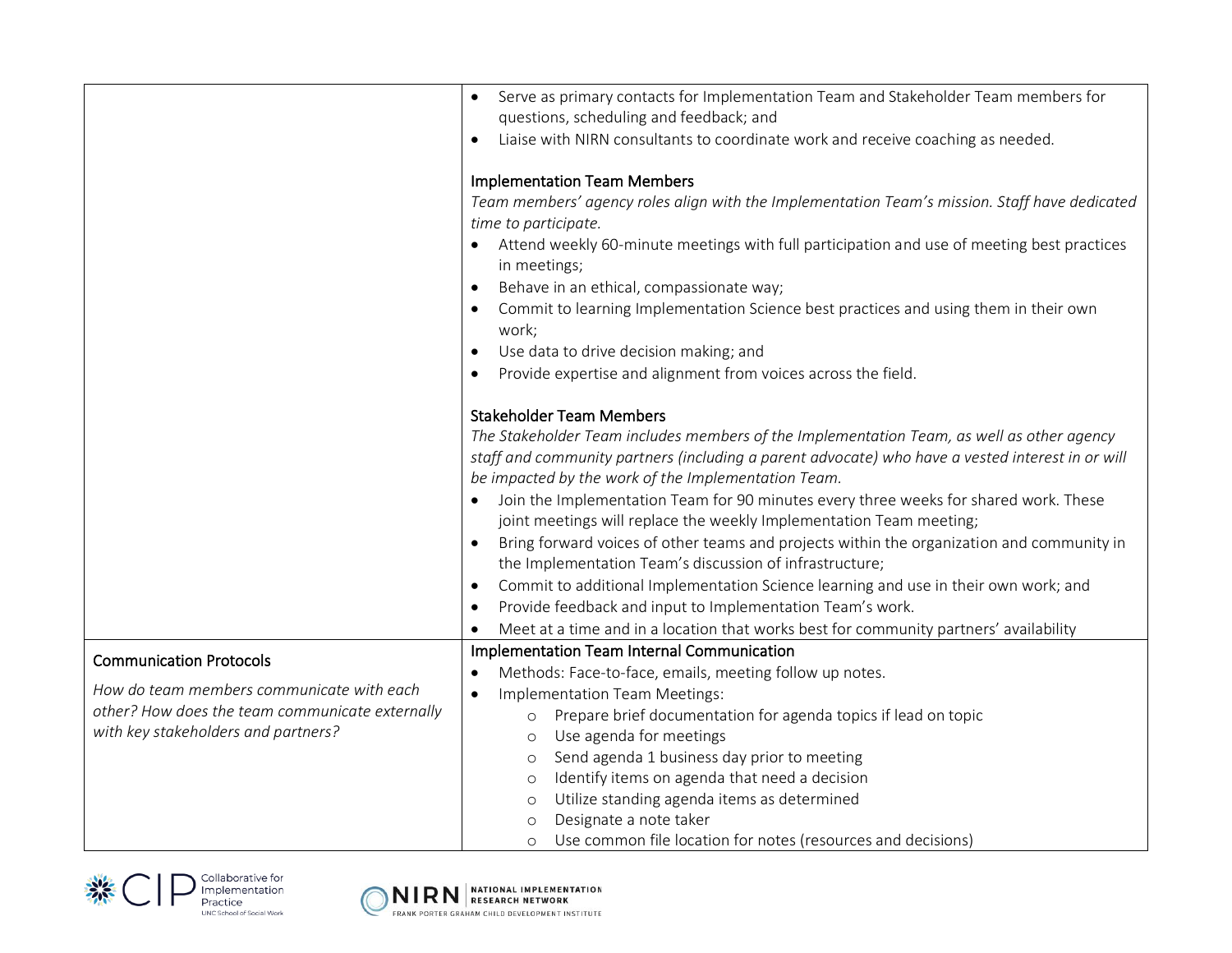| | |
|---|---|
| | • Serve as primary contacts for Implementation Team and Stakeholder Team members for questions, scheduling and feedback; and<br>• Liaise with NIRN consultants to coordinate work and receive coaching as needed.<br><br>Implementation Team Members<br>*Team members' agency roles align with the Implementation Team's mission. Staff have dedicated time to participate.*<br>• Attend weekly 60-minute meetings with full participation and use of meeting best practices in meetings;<br>• Behave in an ethical, compassionate way;<br>• Commit to learning Implementation Science best practices and using them in their own work;<br>• Use data to drive decision making; and<br>• Provide expertise and alignment from voices across the field.<br><br>Stakeholder Team Members<br>*The Stakeholder Team includes members of the Implementation Team, as well as other agency staff and community partners (including a parent advocate) who have a vested interest in or will be impacted by the work of the Implementation Team.*<br>• Join the Implementation Team for 90 minutes every three weeks for shared work. These joint meetings will replace the weekly Implementation Team meeting;<br>• Bring forward voices of other teams and projects within the organization and community in the Implementation Team's discussion of infrastructure;<br>• Commit to additional Implementation Science learning and use in their own work; and<br>• Provide feedback and input to Implementation Team's work.<br>• Meet at a time and in a location that works best for community partners' availability |
| Communication Protocols<br><br>*How do team members communicate with each other? How does the team communicate externally with key stakeholders and partners?* | Implementation Team Internal Communication<br>• Methods: Face-to-face, emails, meeting follow up notes.<br>• Implementation Team Meetings:<br>&nbsp;&nbsp;&nbsp;&nbsp;○ Prepare brief documentation for agenda topics if lead on topic<br>&nbsp;&nbsp;&nbsp;&nbsp;○ Use agenda for meetings<br>&nbsp;&nbsp;&nbsp;&nbsp;○ Send agenda 1 business day prior to meeting<br>&nbsp;&nbsp;&nbsp;&nbsp;○ Identify items on agenda that need a decision<br>&nbsp;&nbsp;&nbsp;&nbsp;○ Utilize standing agenda items as determined<br>&nbsp;&nbsp;&nbsp;&nbsp;○ Designate a note taker<br>&nbsp;&nbsp;&nbsp;&nbsp;○ Use common file location for notes (resources and decisions) |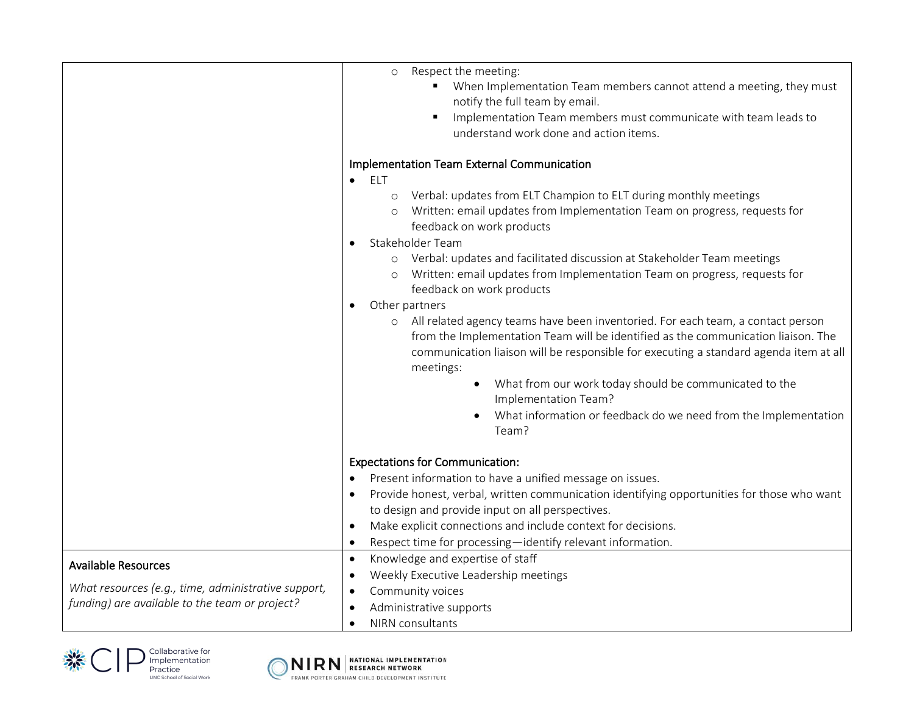| | |
|---|---|
| | ◦ Respect the meeting:<br>▪ When Implementation Team members cannot attend a meeting, they must notify the full team by email.<br>▪ Implementation Team members must communicate with team leads to understand work done and action items.<br><br>Implementation Team External Communication<br>• ELT<br>◦ Verbal: updates from ELT Champion to ELT during monthly meetings<br>◦ Written: email updates from Implementation Team on progress, requests for feedback on work products<br>• Stakeholder Team<br>◦ Verbal: updates and facilitated discussion at Stakeholder Team meetings<br>◦ Written: email updates from Implementation Team on progress, requests for feedback on work products<br>• Other partners<br>◦ All related agency teams have been inventoried. For each team, a contact person from the Implementation Team will be identified as the communication liaison. The communication liaison will be responsible for executing a standard agenda item at all meetings:<br>• What from our work today should be communicated to the Implementation Team?<br>• What information or feedback do we need from the Implementation Team?<br><br>Expectations for Communication:<br>• Present information to have a unified message on issues.<br>• Provide honest, verbal, written communication identifying opportunities for those who want to design and provide input on all perspectives.<br>• Make explicit connections and include context for decisions.<br>• Respect time for processing—identify relevant information. |
| Available Resources<br><br>*What resources (e.g., time, administrative support, funding) are available to the team or project?* | • Knowledge and expertise of staff<br>• Weekly Executive Leadership meetings<br>• Community voices<br>• Administrative supports<br>• NIRN consultants |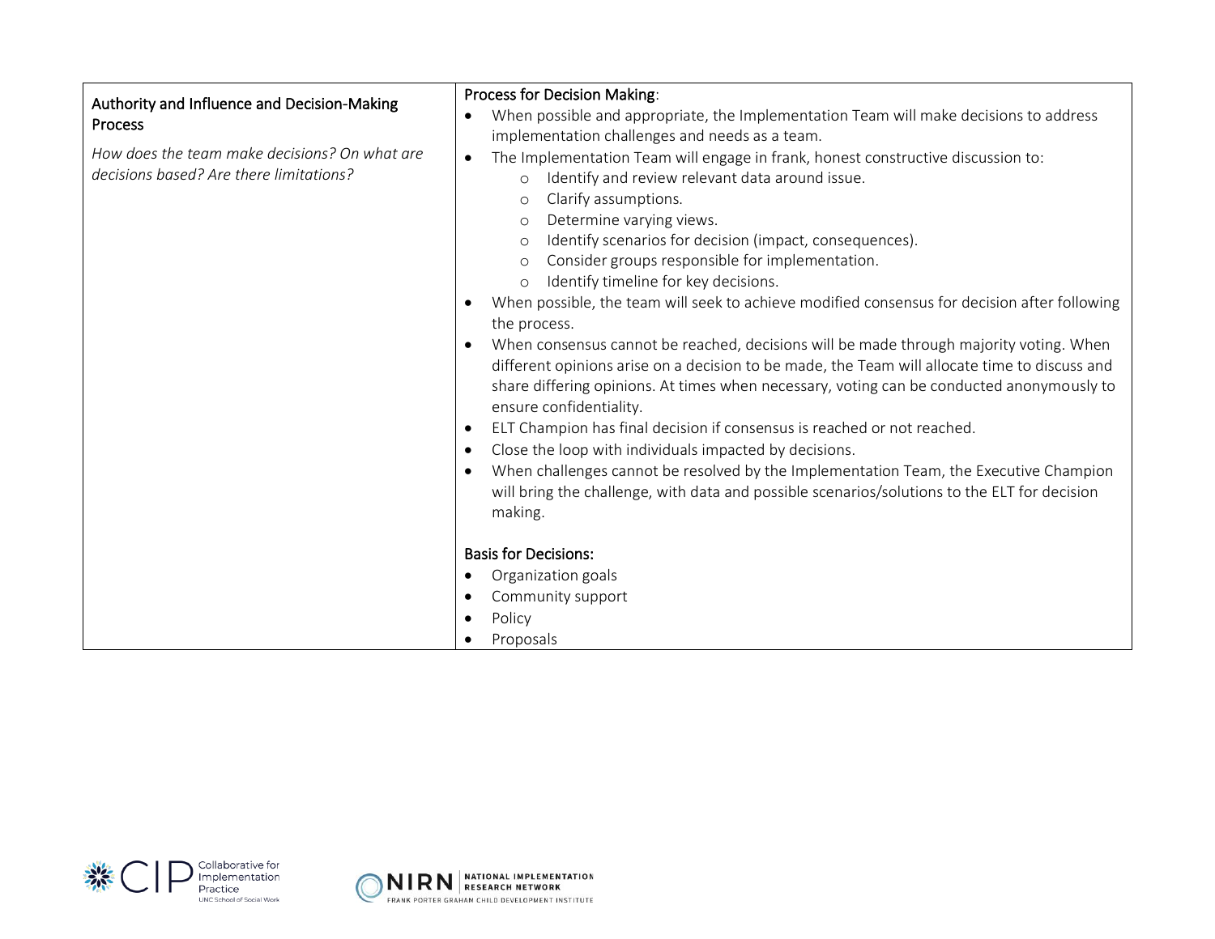| | |
|---|---|
| Authority and Influence and Decision-Making Process<br><br>*How does the team make decisions? On what are decisions based? Are there limitations?* | Process for Decision Making:<br>• When possible and appropriate, the Implementation Team will make decisions to address implementation challenges and needs as a team.<br>• The Implementation Team will engage in frank, honest constructive discussion to:<br>&nbsp;&nbsp;&nbsp;&nbsp;o Identify and review relevant data around issue.<br>&nbsp;&nbsp;&nbsp;&nbsp;o Clarify assumptions.<br>&nbsp;&nbsp;&nbsp;&nbsp;o Determine varying views.<br>&nbsp;&nbsp;&nbsp;&nbsp;o Identify scenarios for decision (impact, consequences).<br>&nbsp;&nbsp;&nbsp;&nbsp;o Consider groups responsible for implementation.<br>&nbsp;&nbsp;&nbsp;&nbsp;o Identify timeline for key decisions.<br>• When possible, the team will seek to achieve modified consensus for decision after following the process.<br>• When consensus cannot be reached, decisions will be made through majority voting. When different opinions arise on a decision to be made, the Team will allocate time to discuss and share differing opinions. At times when necessary, voting can be conducted anonymously to ensure confidentiality.<br>• ELT Champion has final decision if consensus is reached or not reached.<br>• Close the loop with individuals impacted by decisions.<br>• When challenges cannot be resolved by the Implementation Team, the Executive Champion will bring the challenge, with data and possible scenarios/solutions to the ELT for decision making.<br><br>Basis for Decisions:<br>• Organization goals<br>• Community support<br>• Policy<br>• Proposals |